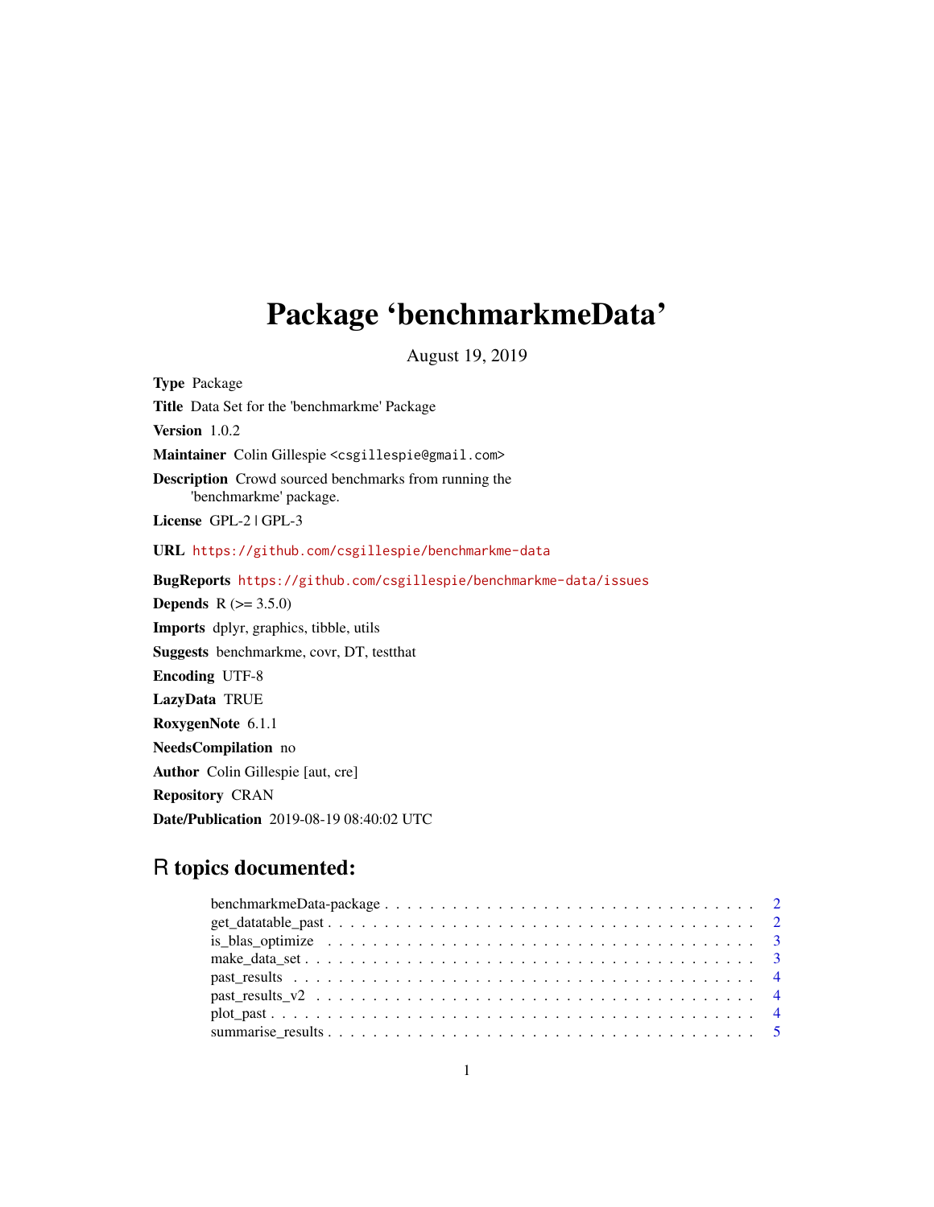# Package 'benchmarkmeData'

August 19, 2019

**Type** Package

**Title** Data Set for the 'benchmarkme' Package

**Version** 1.0.2

**Maintainer** Colin Gillespie <csgillespie@gmail.com>

**Description** Crowd sourced benchmarks from running the 'benchmarkme' package.

**License** GPL-2 | GPL-3

**URL** https://github.com/csgillespie/benchmarkme-data

**BugReports** https://github.com/csgillespie/benchmarkme-data/issues

**Depends** R (>= 3.5.0)

**Imports** dplyr, graphics, tibble, utils

**Suggests** benchmarkme, covr, DT, testthat

**Encoding** UTF-8

**LazyData** TRUE

**RoxygenNote** 6.1.1

**NeedsCompilation** no

**Author** Colin Gillespie [aut, cre]

**Repository** CRAN

**Date/Publication** 2019-08-19 08:40:02 UTC

## R topics documented:

- benchmarkmeData-package . . . . . . . . . . . . . . . . . . . . . . . . . . . . . . . . . 2
- get_datatable_past . . . . . . . . . . . . . . . . . . . . . . . . . . . . . . . . . . . . 2
- is_blas_optimize . . . . . . . . . . . . . . . . . . . . . . . . . . . . . . . . . . . . . 3
- make_data_set . . . . . . . . . . . . . . . . . . . . . . . . . . . . . . . . . . . . . . 3
- past_results . . . . . . . . . . . . . . . . . . . . . . . . . . . . . . . . . . . . . . . 4
- past_results_v2 . . . . . . . . . . . . . . . . . . . . . . . . . . . . . . . . . . . . . 4
- plot_past . . . . . . . . . . . . . . . . . . . . . . . . . . . . . . . . . . . . . . . . . 4
- summarise_results . . . . . . . . . . . . . . . . . . . . . . . . . . . . . . . . . . . . 5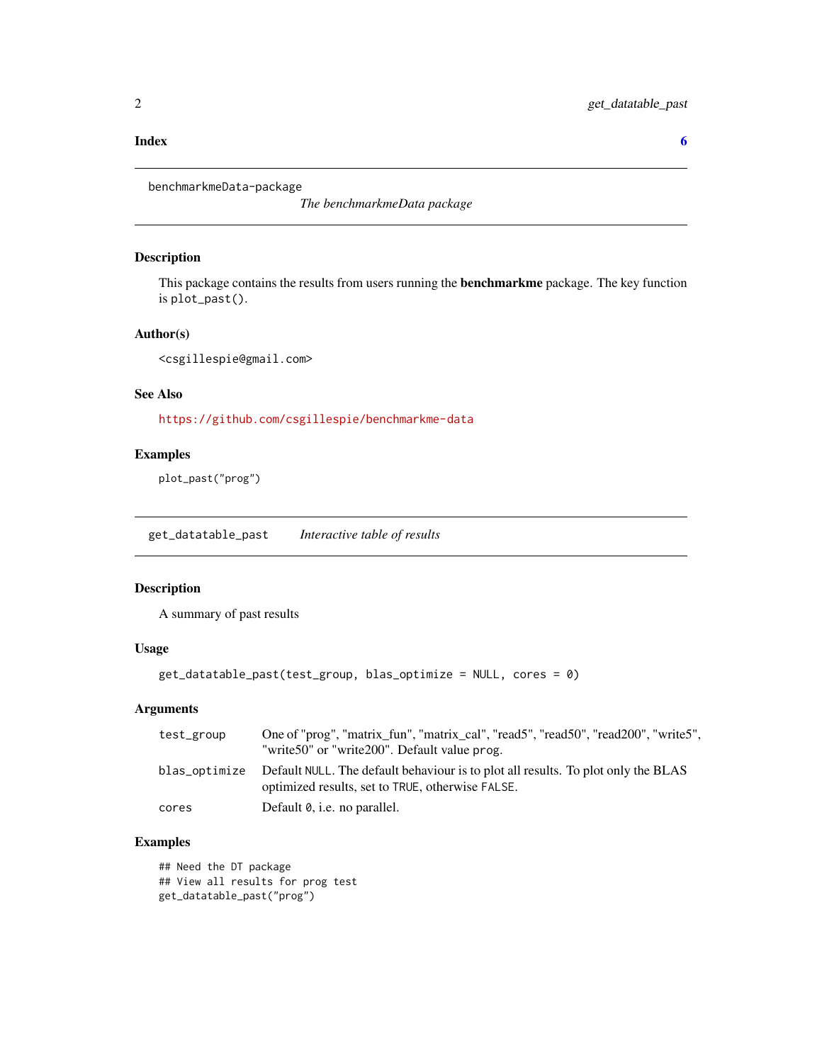**Index** **6**

---

`benchmarkmeData-package` *The benchmarkmeData package*

---

### Description

This package contains the results from users running the **benchmarkme** package. The key function is `plot_past()`.

### Author(s)

<csgillespie@gmail.com>

### See Also

https://github.com/csgillespie/benchmarkme-data

### Examples

```
plot_past("prog")
```

---

`get_datatable_past` *Interactive table of results*

---

### Description

A summary of past results

### Usage

```
get_datatable_past(test_group, blas_optimize = NULL, cores = 0)
```

### Arguments

| | |
|---|---|
| `test_group` | One of "prog", "matrix_fun", "matrix_cal", "read5", "read50", "read200", "write5", "write50" or "write200". Default value `prog`. |
| `blas_optimize` | Default `NULL`. The default behaviour is to plot all results. To plot only the BLAS optimized results, set to `TRUE`, otherwise `FALSE`. |
| `cores` | Default `0`, i.e. no parallel. |

### Examples

```
## Need the DT package
## View all results for prog test
get_datatable_past("prog")
```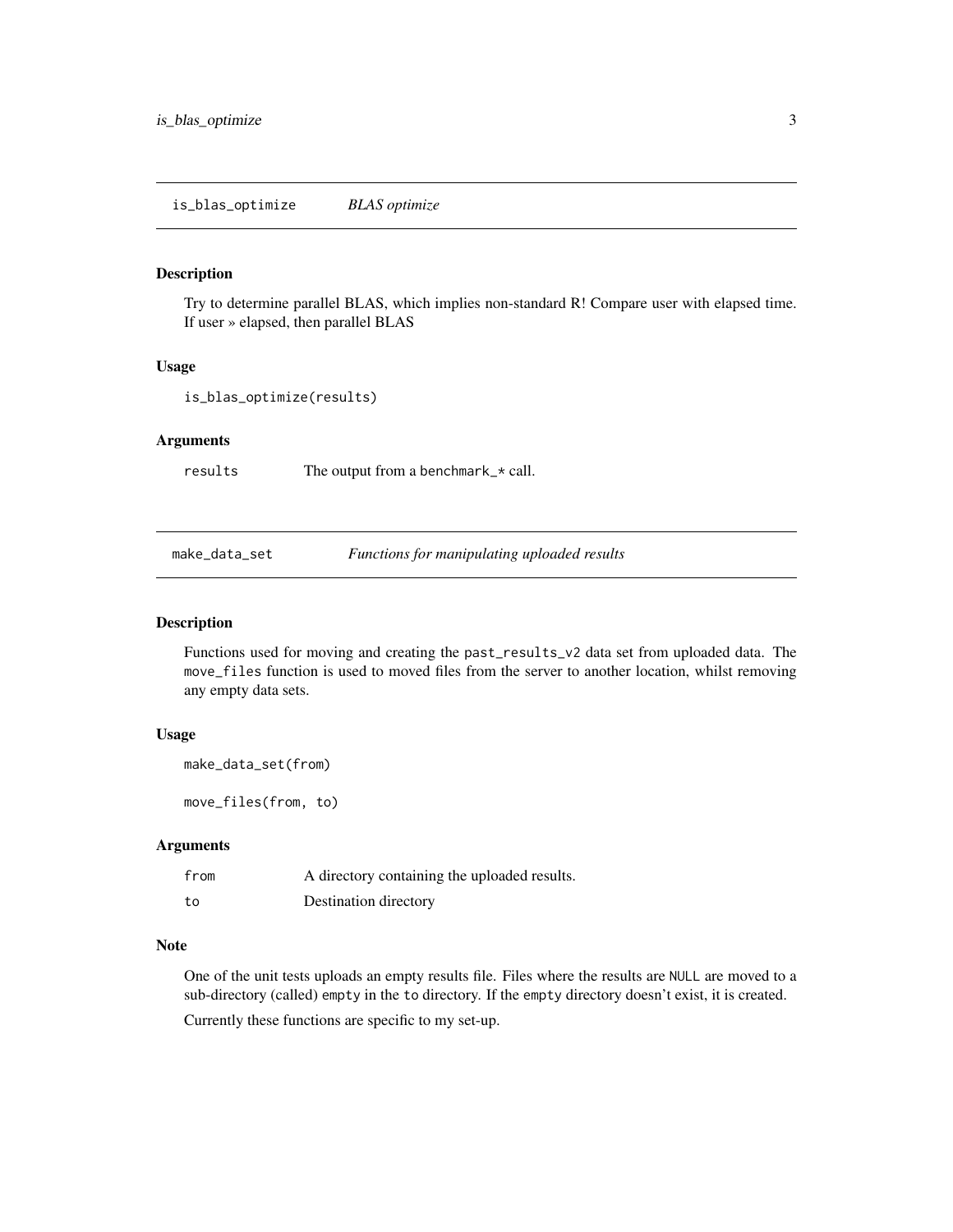## is_blas_optimize — *BLAS optimize*

### Description

Try to determine parallel BLAS, which implies non-standard R! Compare user with elapsed time. If user » elapsed, then parallel BLAS

### Usage

```
is_blas_optimize(results)
```

### Arguments

| | |
|---|---|
| results | The output from a benchmark_* call. |

## make_data_set — *Functions for manipulating uploaded results*

### Description

Functions used for moving and creating the past_results_v2 data set from uploaded data. The move_files function is used to moved files from the server to another location, whilst removing any empty data sets.

### Usage

```
make_data_set(from)

move_files(from, to)
```

### Arguments

| | |
|---|---|
| from | A directory containing the uploaded results. |
| to | Destination directory |

### Note

One of the unit tests uploads an empty results file. Files where the results are NULL are moved to a sub-directory (called) empty in the to directory. If the empty directory doesn't exist, it is created.

Currently these functions are specific to my set-up.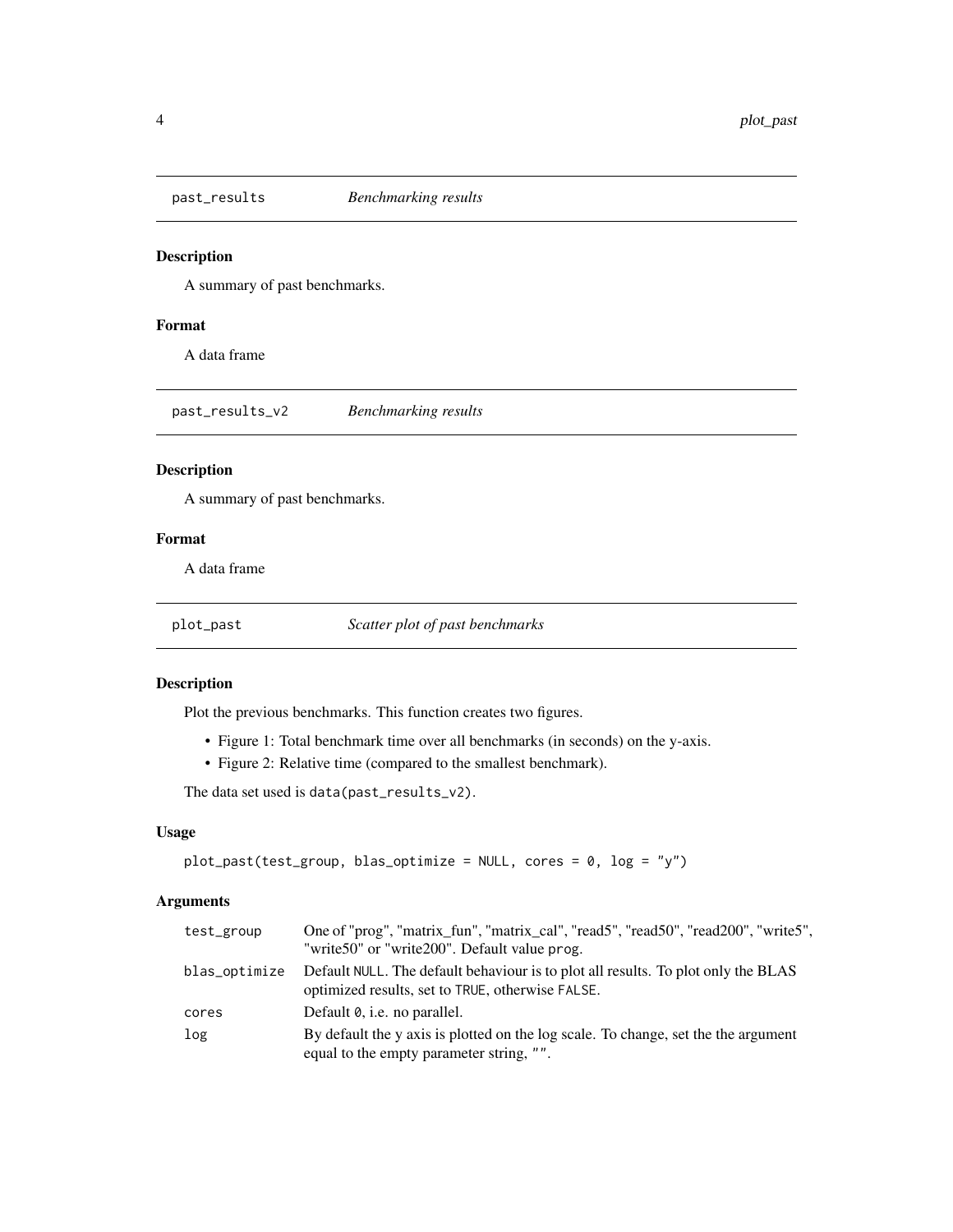## past_results — *Benchmarking results*

### Description

A summary of past benchmarks.

### Format

A data frame

## past_results_v2 — *Benchmarking results*

### Description

A summary of past benchmarks.

### Format

A data frame

## plot_past — *Scatter plot of past benchmarks*

### Description

Plot the previous benchmarks. This function creates two figures.

- Figure 1: Total benchmark time over all benchmarks (in seconds) on the y-axis.
- Figure 2: Relative time (compared to the smallest benchmark).

The data set used is `data(past_results_v2)`.

### Usage

```
plot_past(test_group, blas_optimize = NULL, cores = 0, log = "y")
```

### Arguments

| | |
|---|---|
| test_group | One of "prog", "matrix_fun", "matrix_cal", "read5", "read50", "read200", "write5", "write50" or "write200". Default value `prog`. |
| blas_optimize | Default `NULL`. The default behaviour is to plot all results. To plot only the BLAS optimized results, set to `TRUE`, otherwise `FALSE`. |
| cores | Default `0`, i.e. no parallel. |
| log | By default the y axis is plotted on the log scale. To change, set the the argument equal to the empty parameter string, `""`. |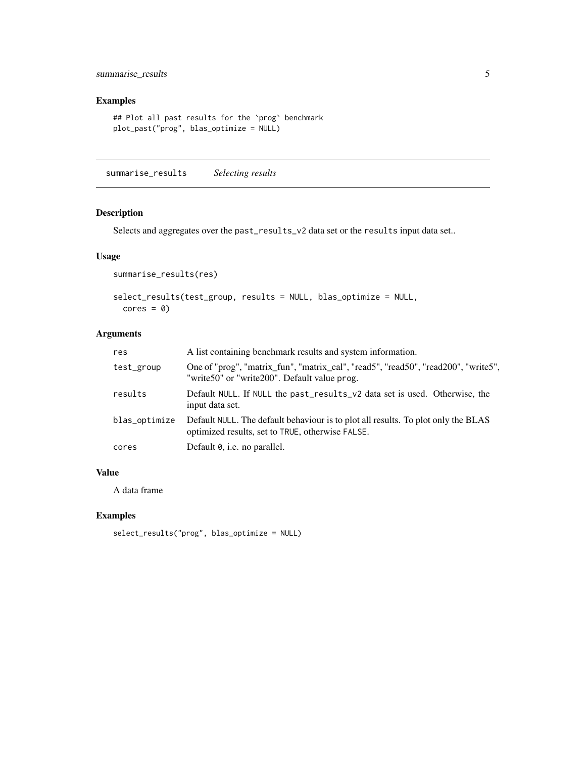## Examples

```
## Plot all past results for the `prog` benchmark
plot_past("prog", blas_optimize = NULL)
```

---

## summarise_results — *Selecting results*

### Description

Selects and aggregates over the `past_results_v2` data set or the `results` input data set..

### Usage

```
summarise_results(res)

select_results(test_group, results = NULL, blas_optimize = NULL,
  cores = 0)
```

### Arguments

| | |
|---|---|
| `res` | A list containing benchmark results and system information. |
| `test_group` | One of "prog", "matrix_fun", "matrix_cal", "read5", "read50", "read200", "write5", "write50" or "write200". Default value `prog`. |
| `results` | Default `NULL`. If `NULL` the `past_results_v2` data set is used. Otherwise, the input data set. |
| `blas_optimize` | Default `NULL`. The default behaviour is to plot all results. To plot only the BLAS optimized results, set to `TRUE`, otherwise `FALSE`. |
| `cores` | Default `0`, i.e. no parallel. |

### Value

A data frame

### Examples

```
select_results("prog", blas_optimize = NULL)
```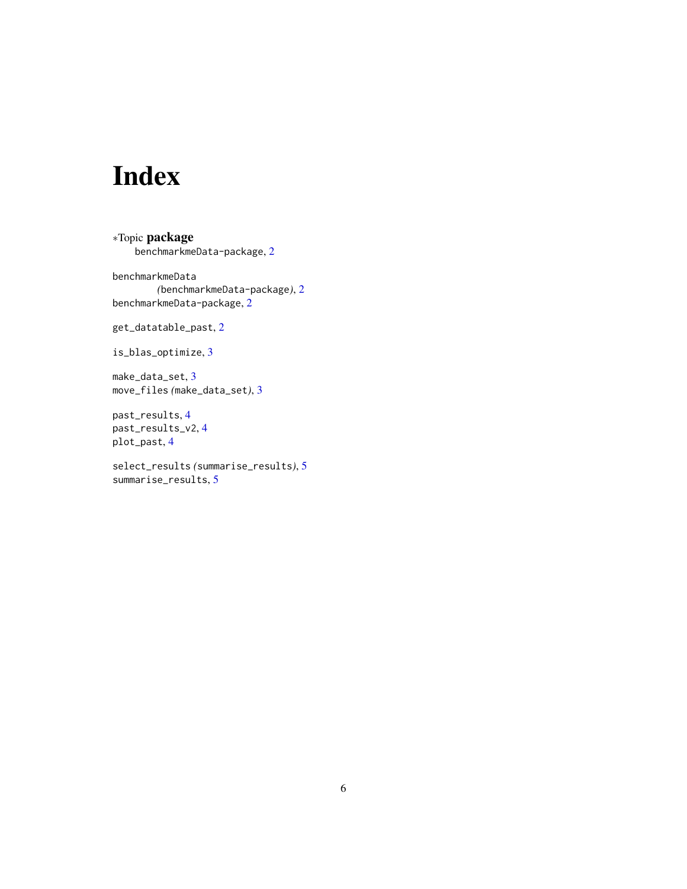# Index

∗Topic **package**
  benchmarkmeData-package, 2

benchmarkmeData
  (benchmarkmeData-package), 2
benchmarkmeData-package, 2

get_datatable_past, 2

is_blas_optimize, 3

make_data_set, 3
move_files (make_data_set), 3

past_results, 4
past_results_v2, 4
plot_past, 4

select_results (summarise_results), 5
summarise_results, 5